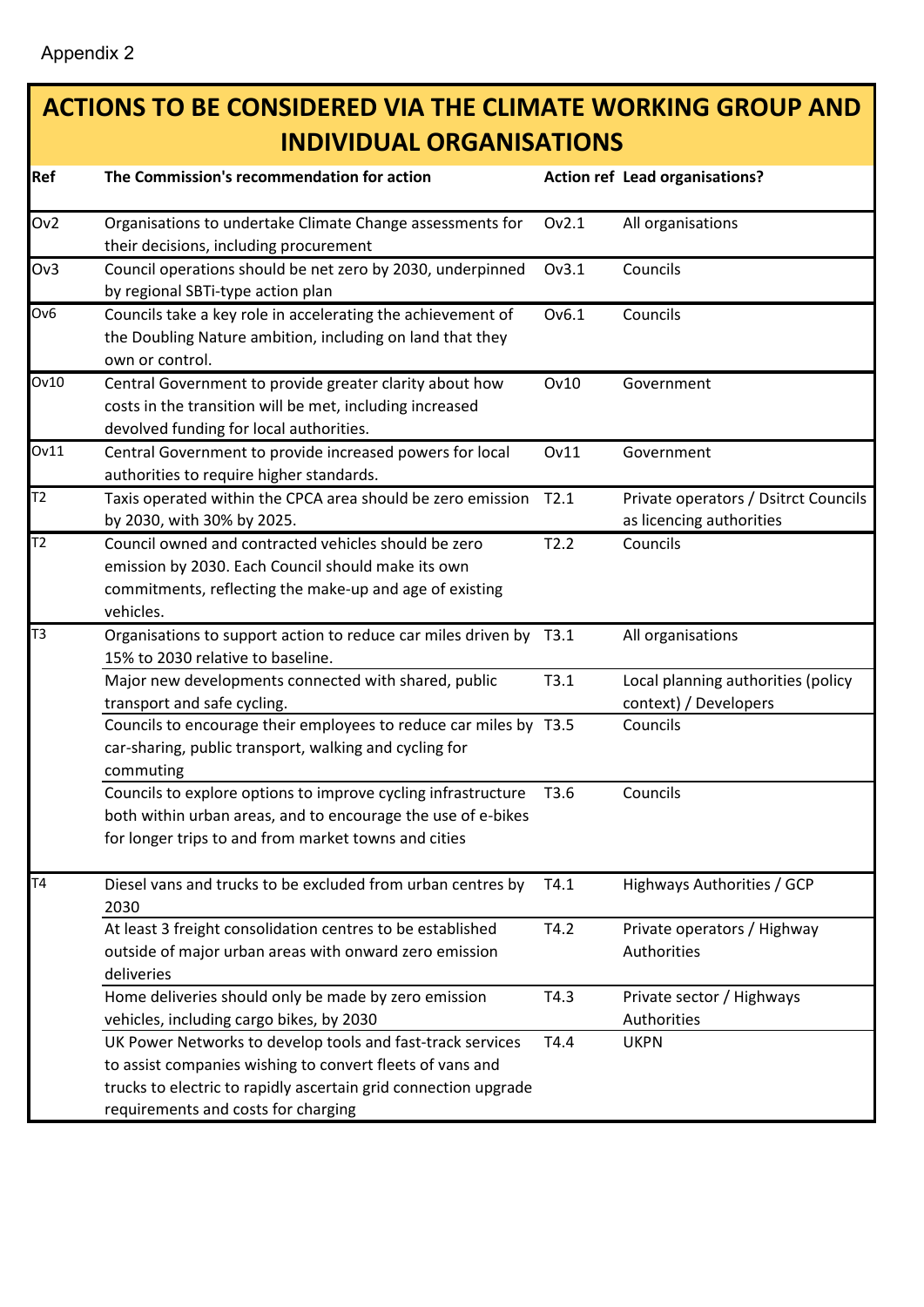Appendix 2

# ACTIONS TO BE CONSIDERED VIA THE CLIMATE WORKING GROUP AND INDIVIDUAL ORGANISATIONS

| Ref | The Commission's recommendation for action | Action ref | Lead organisations? |
|---|---|---|---|
| Ov2 | Organisations to undertake Climate Change assessments for their decisions, including procurement | Ov2.1 | All organisations |
| Ov3 | Council operations should be net zero by 2030, underpinned by regional SBTi-type action plan | Ov3.1 | Councils |
| Ov6 | Councils take a key role in accelerating the achievement of the Doubling Nature ambition, including on land that they own or control. | Ov6.1 | Councils |
| Ov10 | Central Government to provide greater clarity about how costs in the transition will be met, including increased devolved funding for local authorities. | Ov10 | Government |
| Ov11 | Central Government to provide increased powers for local authorities to require higher standards. | Ov11 | Government |
| T2 | Taxis operated within the CPCA area should be zero emission by 2030, with 30% by 2025. | T2.1 | Private operators / Dsitrct Councils as licencing authorities |
| T2 | Council owned and contracted vehicles should be zero emission by 2030. Each Council should make its own commitments, reflecting the make-up and age of existing vehicles. | T2.2 | Councils |
| T3 | Organisations to support action to reduce car miles driven by 15% to 2030 relative to baseline. | T3.1 | All organisations |
| | Major new developments connected with shared, public transport and safe cycling. | T3.1 | Local planning authorities (policy context) / Developers |
| | Councils to encourage their employees to reduce car miles by car-sharing, public transport, walking and cycling for commuting | T3.5 | Councils |
| | Councils to explore options to improve cycling infrastructure both within urban areas, and to encourage the use of e-bikes for longer trips to and from market towns and cities | T3.6 | Councils |
| T4 | Diesel vans and trucks to be excluded from urban centres by 2030 | T4.1 | Highways Authorities / GCP |
| | At least 3 freight consolidation centres to be established outside of major urban areas with onward zero emission deliveries | T4.2 | Private operators / Highway Authorities |
| | Home deliveries should only be made by zero emission vehicles, including cargo bikes, by 2030 | T4.3 | Private sector / Highways Authorities |
| | UK Power Networks to develop tools and fast-track services to assist companies wishing to convert fleets of vans and trucks to electric to rapidly ascertain grid connection upgrade requirements and costs for charging | T4.4 | UKPN |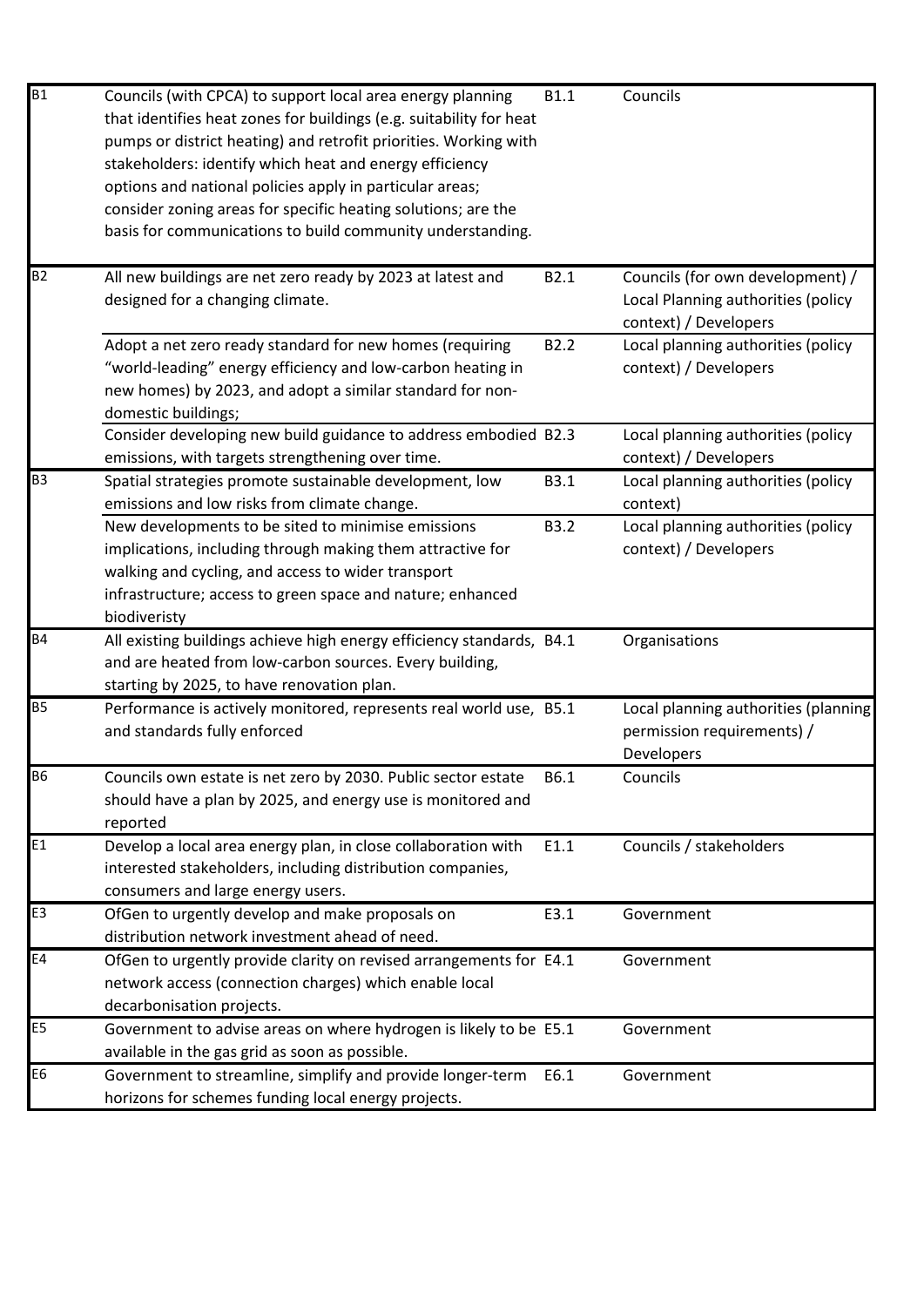| | | | |
|---|---|---|---|
| B1 | Councils (with CPCA) to support local area energy planning that identifies heat zones for buildings (e.g. suitability for heat pumps or district heating) and retrofit priorities. Working with stakeholders: identify which heat and energy efficiency options and national policies apply in particular areas; consider zoning areas for specific heating solutions; are the basis for communications to build community understanding. | B1.1 | Councils |
| B2 | All new buildings are net zero ready by 2023 at latest and designed for a changing climate. | B2.1 | Councils (for own development) / Local Planning authorities (policy context) / Developers |
| | Adopt a net zero ready standard for new homes (requiring "world-leading" energy efficiency and low-carbon heating in new homes) by 2023, and adopt a similar standard for non-domestic buildings; | B2.2 | Local planning authorities (policy context) / Developers |
| | Consider developing new build guidance to address embodied emissions, with targets strengthening over time. | B2.3 | Local planning authorities (policy context) / Developers |
| B3 | Spatial strategies promote sustainable development, low emissions and low risks from climate change. | B3.1 | Local planning authorities (policy context) |
| | New developments to be sited to minimise emissions implications, including through making them attractive for walking and cycling, and access to wider transport infrastructure; access to green space and nature; enhanced biodiveristy | B3.2 | Local planning authorities (policy context) / Developers |
| B4 | All existing buildings achieve high energy efficiency standards, and are heated from low-carbon sources. Every building, starting by 2025, to have renovation plan. | B4.1 | Organisations |
| B5 | Performance is actively monitored, represents real world use, and standards fully enforced | B5.1 | Local planning authorities (planning permission requirements) / Developers |
| B6 | Councils own estate is net zero by 2030. Public sector estate should have a plan by 2025, and energy use is monitored and reported | B6.1 | Councils |
| E1 | Develop a local area energy plan, in close collaboration with interested stakeholders, including distribution companies, consumers and large energy users. | E1.1 | Councils / stakeholders |
| E3 | OfGen to urgently develop and make proposals on distribution network investment ahead of need. | E3.1 | Government |
| E4 | OfGen to urgently provide clarity on revised arrangements for network access (connection charges) which enable local decarbonisation projects. | E4.1 | Government |
| E5 | Government to advise areas on where hydrogen is likely to be available in the gas grid as soon as possible. | E5.1 | Government |
| E6 | Government to streamline, simplify and provide longer-term horizons for schemes funding local energy projects. | E6.1 | Government |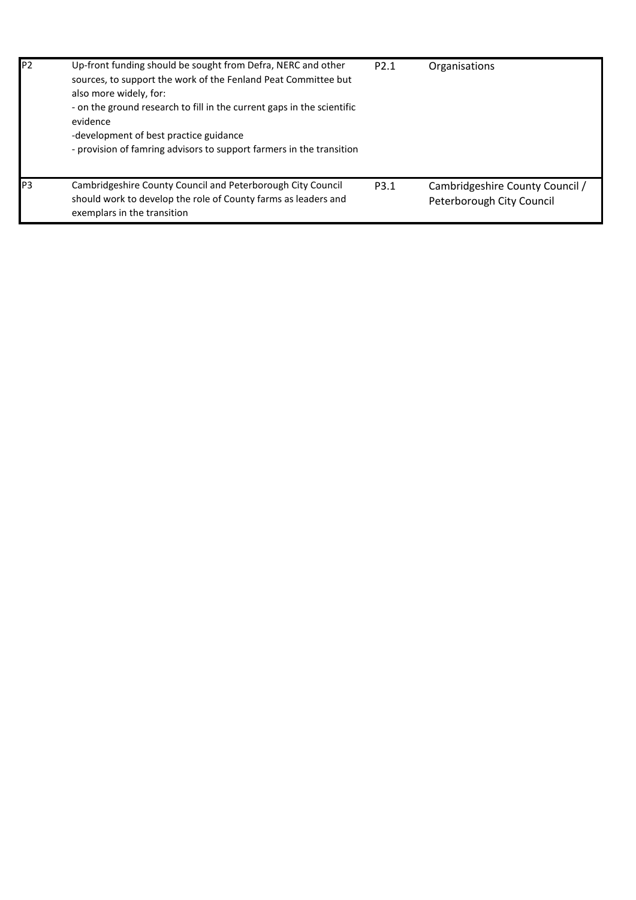| | | | |
|---|---|---|---|
| P2 | Up-front funding should be sought from Defra, NERC and other sources, to support the work of the Fenland Peat Committee but also more widely, for:<br>- on the ground research to fill in the current gaps in the scientific evidence<br>-development of best practice guidance<br>- provision of famring advisors to support farmers in the transition | P2.1 | Organisations |
| P3 | Cambridgeshire County Council and Peterborough City Council should work to develop the role of County farms as leaders and exemplars in the transition | P3.1 | Cambridgeshire County Council / Peterborough City Council |